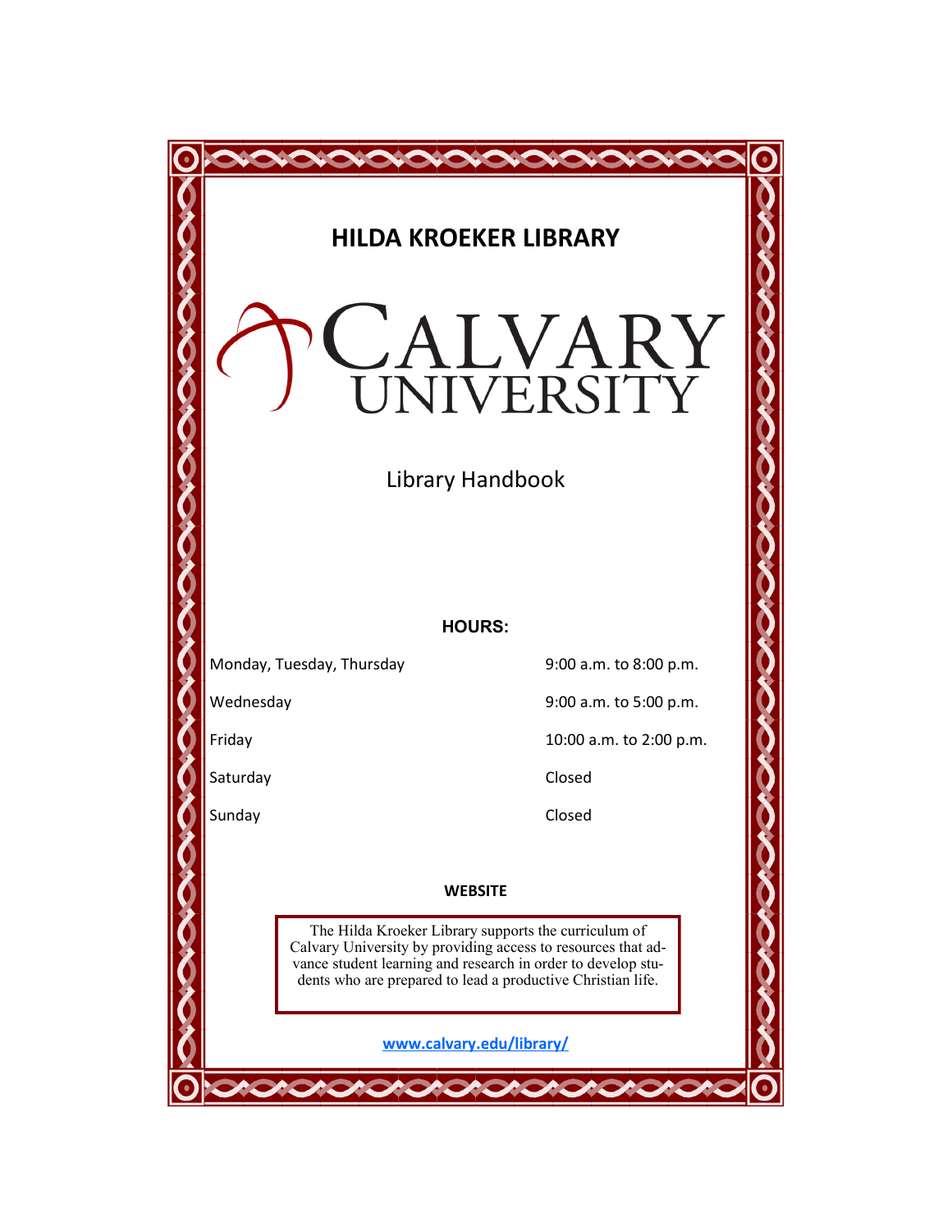# HILDA KROEKER LIBRARY

CALVARY UNIVERSITY

Library Handbook

**HOURS:**

| | |
|---|---|
| Monday, Tuesday, Thursday | 9:00 a.m. to 8:00 p.m. |
| Wednesday | 9:00 a.m. to 5:00 p.m. |
| Friday | 10:00 a.m. to 2:00 p.m. |
| Saturday | Closed |
| Sunday | Closed |

**WEBSITE**

The Hilda Kroeker Library supports the curriculum of Calvary University by providing access to resources that advance student learning and research in order to develop students who are prepared to lead a productive Christian life.

[www.calvary.edu/library/](http://www.calvary.edu/library/)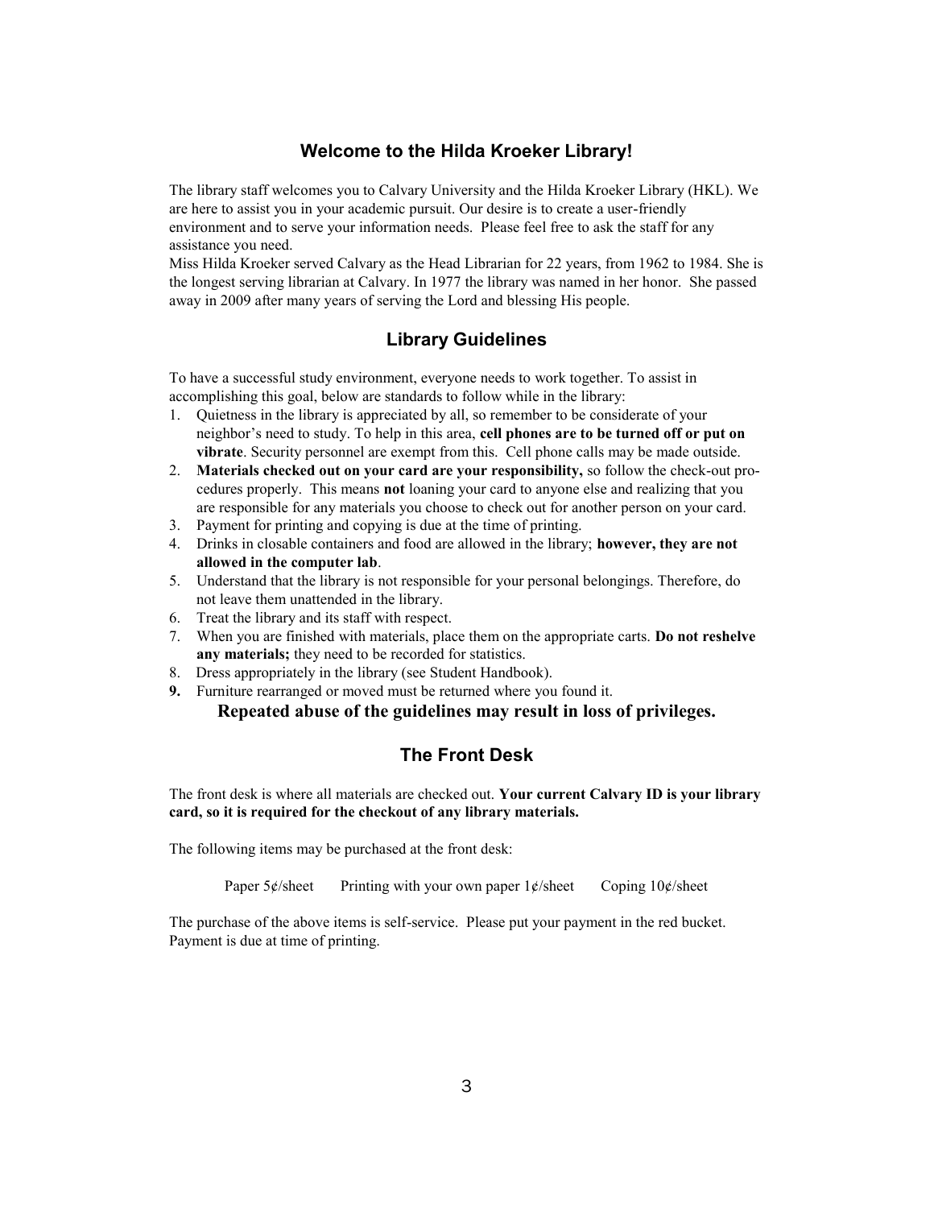## Welcome to the Hilda Kroeker Library!

The library staff welcomes you to Calvary University and the Hilda Kroeker Library (HKL). We are here to assist you in your academic pursuit. Our desire is to create a user-friendly environment and to serve your information needs. Please feel free to ask the staff for any assistance you need.

Miss Hilda Kroeker served Calvary as the Head Librarian for 22 years, from 1962 to 1984. She is the longest serving librarian at Calvary. In 1977 the library was named in her honor. She passed away in 2009 after many years of serving the Lord and blessing His people.

## Library Guidelines

To have a successful study environment, everyone needs to work together. To assist in accomplishing this goal, below are standards to follow while in the library:

1. Quietness in the library is appreciated by all, so remember to be considerate of your neighbor's need to study. To help in this area, **cell phones are to be turned off or put on vibrate**. Security personnel are exempt from this. Cell phone calls may be made outside.
2. **Materials checked out on your card are your responsibility,** so follow the check-out procedures properly. This means **not** loaning your card to anyone else and realizing that you are responsible for any materials you choose to check out for another person on your card.
3. Payment for printing and copying is due at the time of printing.
4. Drinks in closable containers and food are allowed in the library; **however, they are not allowed in the computer lab**.
5. Understand that the library is not responsible for your personal belongings. Therefore, do not leave them unattended in the library.
6. Treat the library and its staff with respect.
7. When you are finished with materials, place them on the appropriate carts. **Do not reshelve any materials;** they need to be recorded for statistics.
8. Dress appropriately in the library (see Student Handbook).
9. Furniture rearranged or moved must be returned where you found it.

**Repeated abuse of the guidelines may result in loss of privileges.**

## The Front Desk

The front desk is where all materials are checked out. **Your current Calvary ID is your library card, so it is required for the checkout of any library materials.**

The following items may be purchased at the front desk:

Paper 5¢/sheet    Printing with your own paper 1¢/sheet    Coping 10¢/sheet

The purchase of the above items is self-service. Please put your payment in the red bucket. Payment is due at time of printing.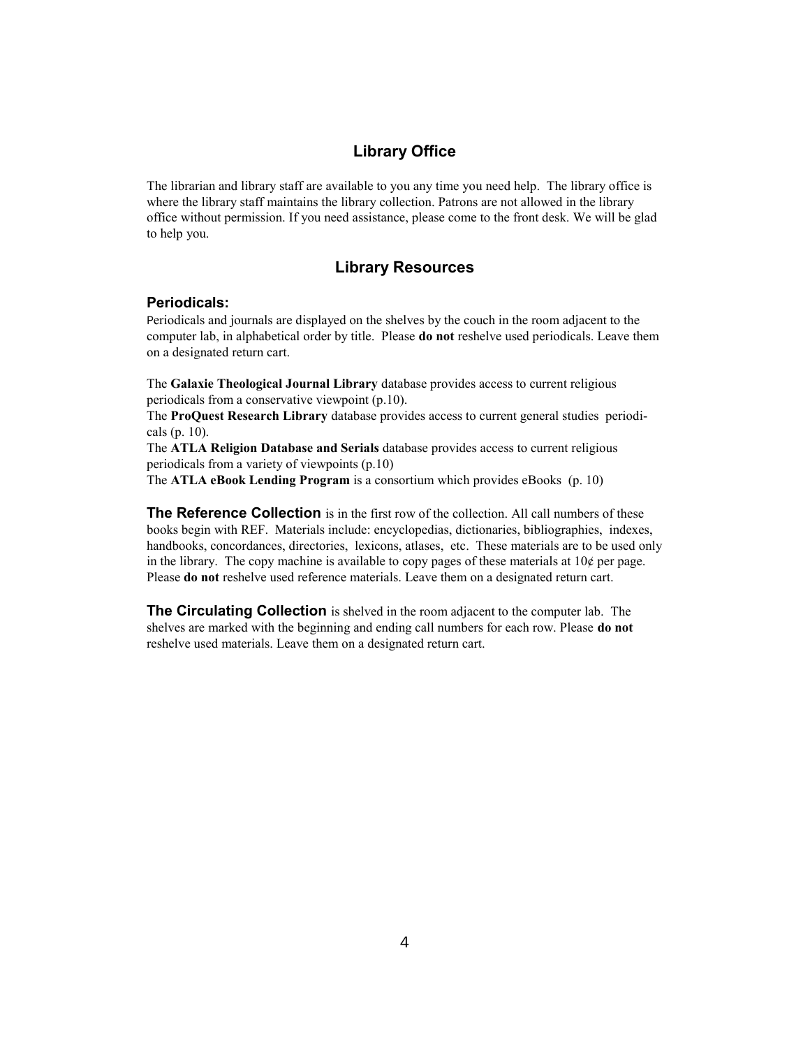## Library Office

The librarian and library staff are available to you any time you need help. The library office is where the library staff maintains the library collection. Patrons are not allowed in the library office without permission. If you need assistance, please come to the front desk. We will be glad to help you.

## Library Resources

### Periodicals:

Periodicals and journals are displayed on the shelves by the couch in the room adjacent to the computer lab, in alphabetical order by title. Please **do not** reshelve used periodicals. Leave them on a designated return cart.

The **Galaxie Theological Journal Library** database provides access to current religious periodicals from a conservative viewpoint (p.10).
The **ProQuest Research Library** database provides access to current general studies periodicals (p. 10).
The **ATLA Religion Database and Serials** database provides access to current religious periodicals from a variety of viewpoints (p.10)
The **ATLA eBook Lending Program** is a consortium which provides eBooks (p. 10)

**The Reference Collection** is in the first row of the collection. All call numbers of these books begin with REF. Materials include: encyclopedias, dictionaries, bibliographies, indexes, handbooks, concordances, directories, lexicons, atlases, etc. These materials are to be used only in the library. The copy machine is available to copy pages of these materials at 10¢ per page. Please **do not** reshelve used reference materials. Leave them on a designated return cart.

**The Circulating Collection** is shelved in the room adjacent to the computer lab. The shelves are marked with the beginning and ending call numbers for each row. Please **do not** reshelve used materials. Leave them on a designated return cart.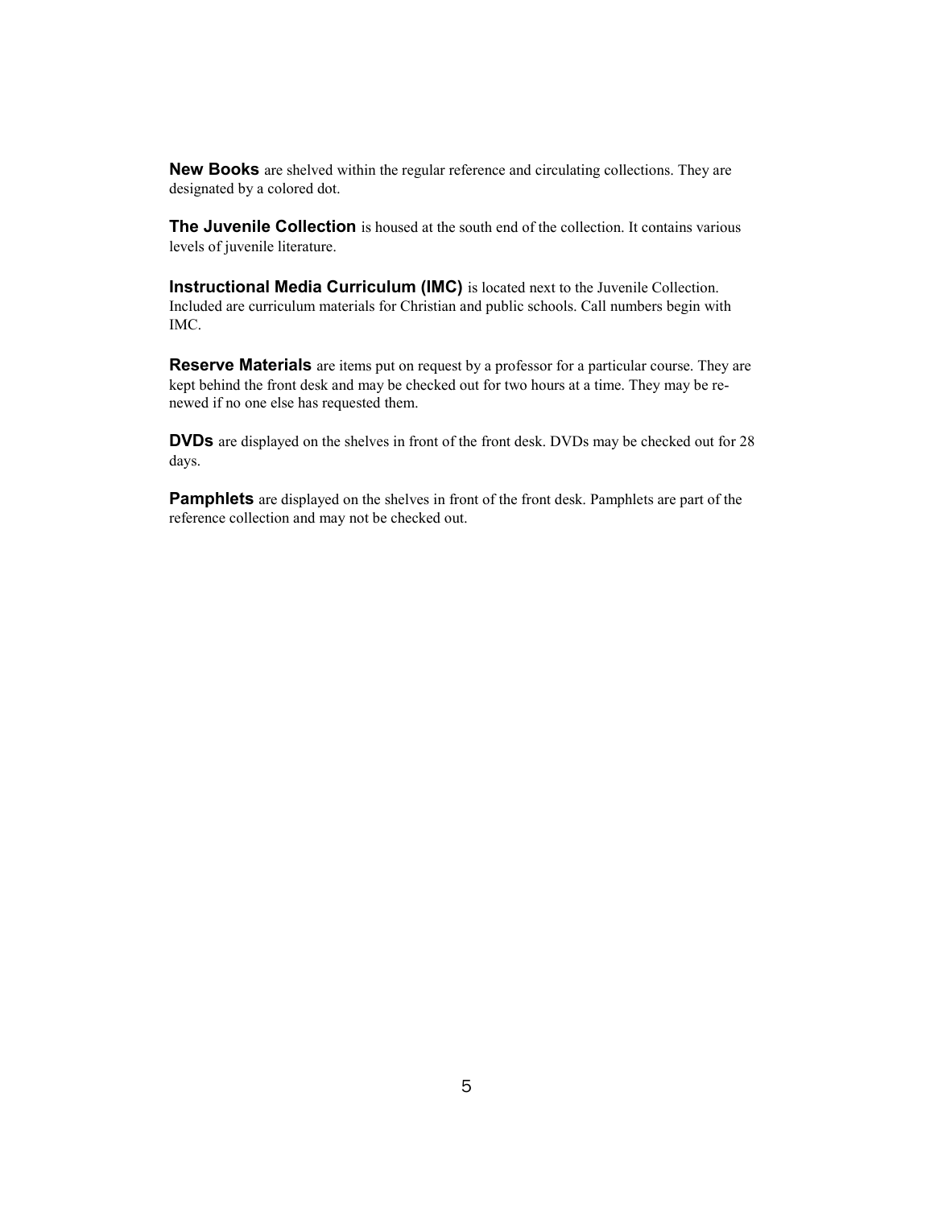**New Books** are shelved within the regular reference and circulating collections. They are designated by a colored dot.

**The Juvenile Collection** is housed at the south end of the collection. It contains various levels of juvenile literature.

**Instructional Media Curriculum (IMC)** is located next to the Juvenile Collection. Included are curriculum materials for Christian and public schools. Call numbers begin with IMC.

**Reserve Materials** are items put on request by a professor for a particular course. They are kept behind the front desk and may be checked out for two hours at a time. They may be renewed if no one else has requested them.

**DVDs** are displayed on the shelves in front of the front desk. DVDs may be checked out for 28 days.

**Pamphlets** are displayed on the shelves in front of the front desk. Pamphlets are part of the reference collection and may not be checked out.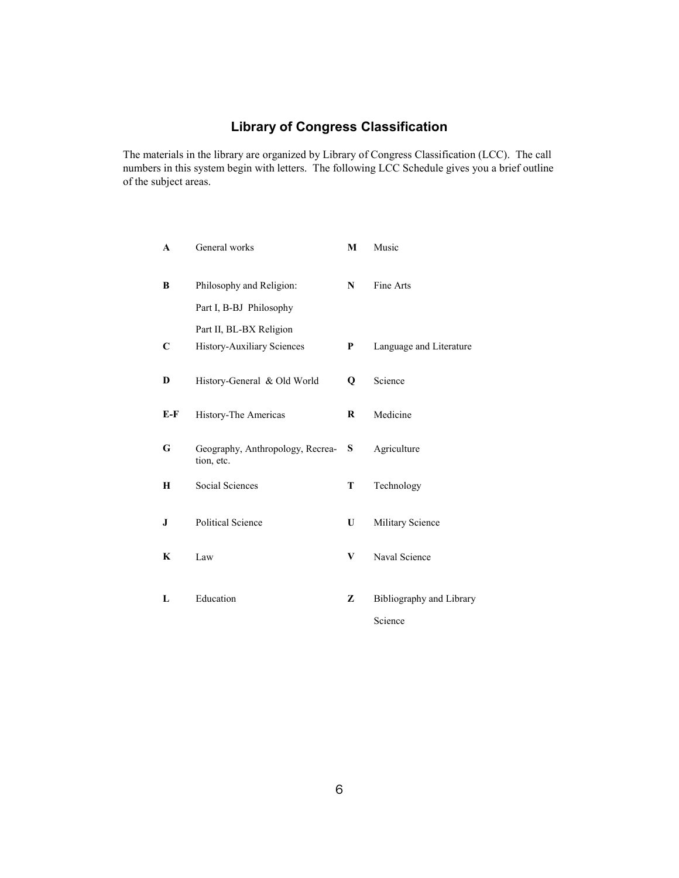## Library of Congress Classification

The materials in the library are organized by Library of Congress Classification (LCC). The call numbers in this system begin with letters. The following LCC Schedule gives you a brief outline of the subject areas.

| | | | |
|---|---|---|---|
| **A** | General works | **M** | Music |
| **B** | Philosophy and Religion:<br>Part I, B-BJ Philosophy<br>Part II, BL-BX Religion | **N** | Fine Arts |
| **C** | History-Auxiliary Sciences | **P** | Language and Literature |
| **D** | History-General & Old World | **Q** | Science |
| **E-F** | History-The Americas | **R** | Medicine |
| **G** | Geography, Anthropology, Recreation, etc. | **S** | Agriculture |
| **H** | Social Sciences | **T** | Technology |
| **J** | Political Science | **U** | Military Science |
| **K** | Law | **V** | Naval Science |
| **L** | Education | **Z** | Bibliography and Library Science |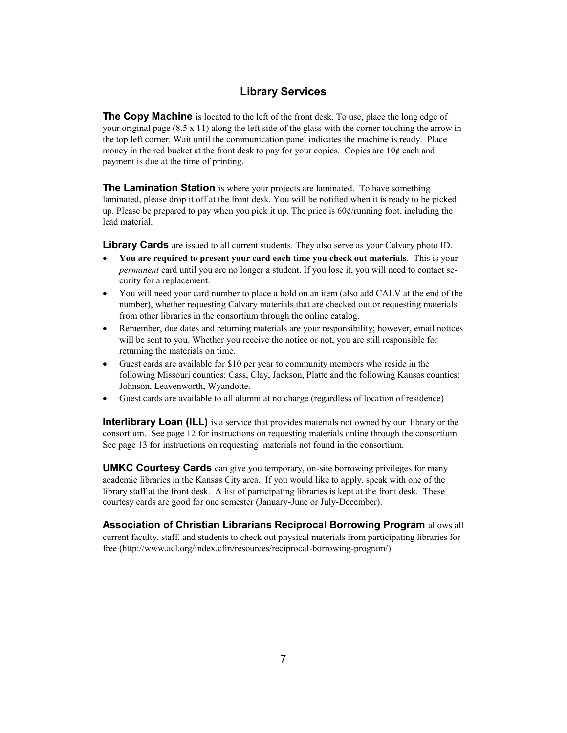## Library Services

**The Copy Machine** is located to the left of the front desk. To use, place the long edge of your original page (8.5 x 11) along the left side of the glass with the corner touching the arrow in the top left corner. Wait until the communication panel indicates the machine is ready. Place money in the red bucket at the front desk to pay for your copies. Copies are 10¢ each and payment is due at the time of printing.

**The Lamination Station** is where your projects are laminated. To have something laminated, please drop it off at the front desk. You will be notified when it is ready to be picked up. Please be prepared to pay when you pick it up. The price is 60¢/running foot, including the lead material.

**Library Cards** are issued to all current students. They also serve as your Calvary photo ID.

- **You are required to present your card each time you check out materials**. This is your *permanent* card until you are no longer a student. If you lose it, you will need to contact security for a replacement.
- You will need your card number to place a hold on an item (also add CALV at the end of the number), whether requesting Calvary materials that are checked out or requesting materials from other libraries in the consortium through the online catalog.
- Remember, due dates and returning materials are your responsibility; however, email notices will be sent to you. Whether you receive the notice or not, you are still responsible for returning the materials on time.
- Guest cards are available for $10 per year to community members who reside in the following Missouri counties: Cass, Clay, Jackson, Platte and the following Kansas counties: Johnson, Leavenworth, Wyandotte.
- Guest cards are available to all alumni at no charge (regardless of location of residence)

**Interlibrary Loan (ILL)** is a service that provides materials not owned by our library or the consortium. See page 12 for instructions on requesting materials online through the consortium. See page 13 for instructions on requesting materials not found in the consortium.

**UMKC Courtesy Cards** can give you temporary, on-site borrowing privileges for many academic libraries in the Kansas City area. If you would like to apply, speak with one of the library staff at the front desk. A list of participating libraries is kept at the front desk. These courtesy cards are good for one semester (January-June or July-December).

**Association of Christian Librarians Reciprocal Borrowing Program** allows all current faculty, staff, and students to check out physical materials from participating libraries for free (http://www.acl.org/index.cfm/resources/reciprocal-borrowing-program/)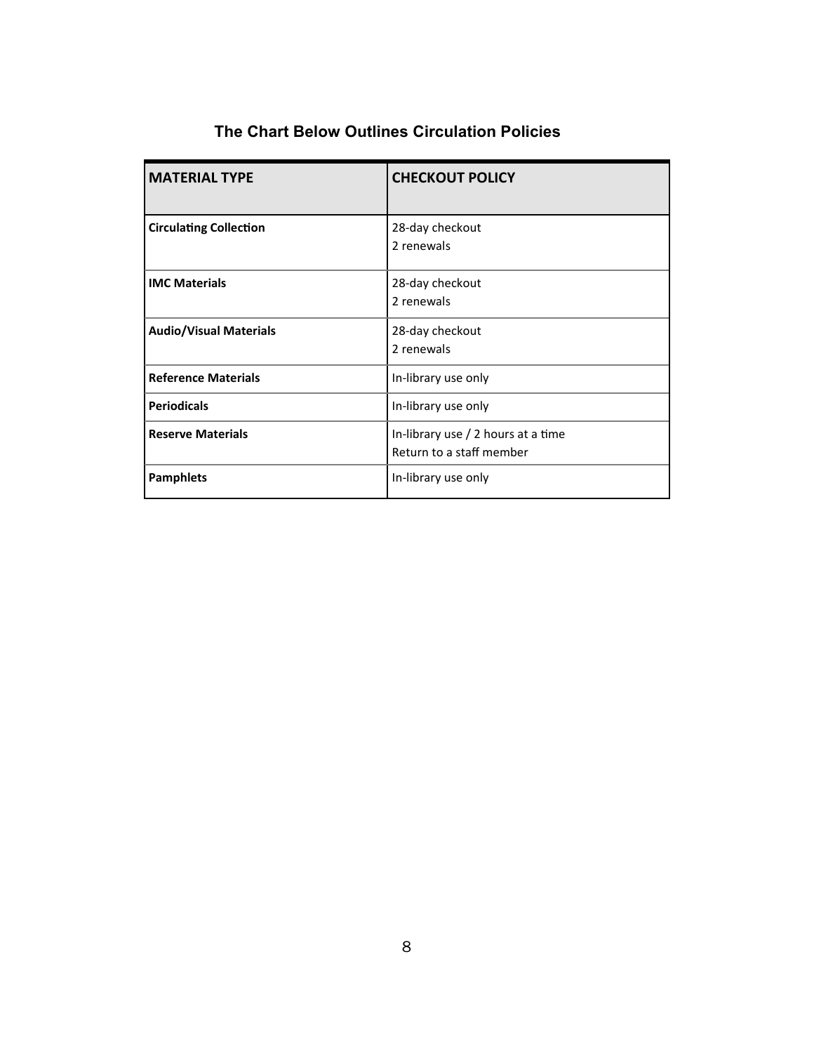## The Chart Below Outlines Circulation Policies

| MATERIAL TYPE | CHECKOUT POLICY |
| --- | --- |
| **Circulating Collection** | 28-day checkout<br>2 renewals |
| **IMC Materials** | 28-day checkout<br>2 renewals |
| **Audio/Visual Materials** | 28-day checkout<br>2 renewals |
| **Reference Materials** | In-library use only |
| **Periodicals** | In-library use only |
| **Reserve Materials** | In-library use / 2 hours at a time<br>Return to a staff member |
| **Pamphlets** | In-library use only |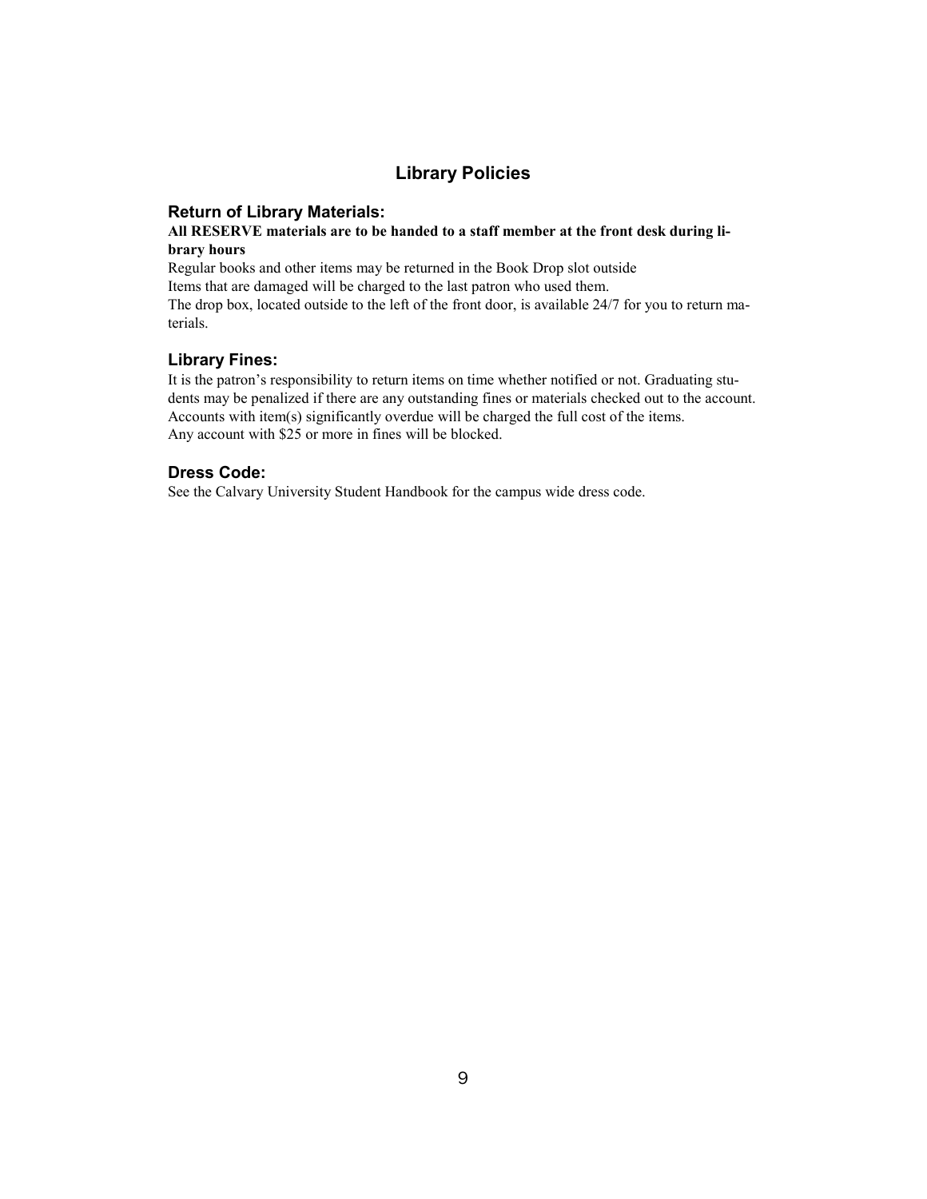# Library Policies

## Return of Library Materials:

**All RESERVE materials are to be handed to a staff member at the front desk during library hours**

Regular books and other items may be returned in the Book Drop slot outside

Items that are damaged will be charged to the last patron who used them.

The drop box, located outside to the left of the front door, is available 24/7 for you to return materials.

## Library Fines:

It is the patron's responsibility to return items on time whether notified or not. Graduating students may be penalized if there are any outstanding fines or materials checked out to the account. Accounts with item(s) significantly overdue will be charged the full cost of the items.

Any account with $25 or more in fines will be blocked.

## Dress Code:

See the Calvary University Student Handbook for the campus wide dress code.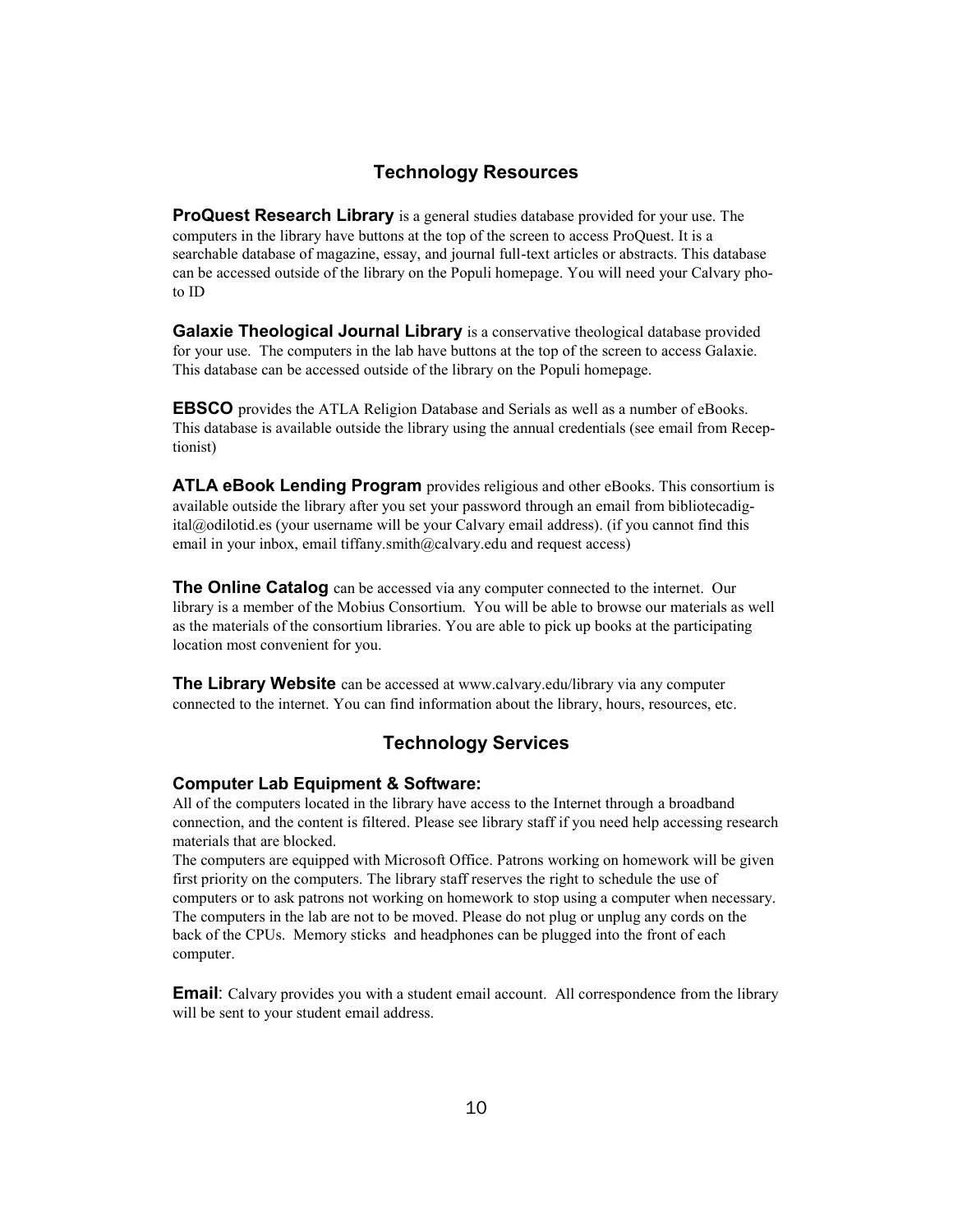## Technology Resources

**ProQuest Research Library** is a general studies database provided for your use. The computers in the library have buttons at the top of the screen to access ProQuest. It is a searchable database of magazine, essay, and journal full-text articles or abstracts. This database can be accessed outside of the library on the Populi homepage. You will need your Calvary photo ID

**Galaxie Theological Journal Library** is a conservative theological database provided for your use. The computers in the lab have buttons at the top of the screen to access Galaxie. This database can be accessed outside of the library on the Populi homepage.

**EBSCO** provides the ATLA Religion Database and Serials as well as a number of eBooks. This database is available outside the library using the annual credentials (see email from Receptionist)

**ATLA eBook Lending Program** provides religious and other eBooks. This consortium is available outside the library after you set your password through an email from bibliotecadigital@odilotid.es (your username will be your Calvary email address). (if you cannot find this email in your inbox, email tiffany.smith@calvary.edu and request access)

**The Online Catalog** can be accessed via any computer connected to the internet. Our library is a member of the Mobius Consortium. You will be able to browse our materials as well as the materials of the consortium libraries. You are able to pick up books at the participating location most convenient for you.

**The Library Website** can be accessed at www.calvary.edu/library via any computer connected to the internet. You can find information about the library, hours, resources, etc.

## Technology Services

### Computer Lab Equipment & Software:

All of the computers located in the library have access to the Internet through a broadband connection, and the content is filtered. Please see library staff if you need help accessing research materials that are blocked.

The computers are equipped with Microsoft Office. Patrons working on homework will be given first priority on the computers. The library staff reserves the right to schedule the use of computers or to ask patrons not working on homework to stop using a computer when necessary. The computers in the lab are not to be moved. Please do not plug or unplug any cords on the back of the CPUs. Memory sticks and headphones can be plugged into the front of each computer.

**Email**: Calvary provides you with a student email account. All correspondence from the library will be sent to your student email address.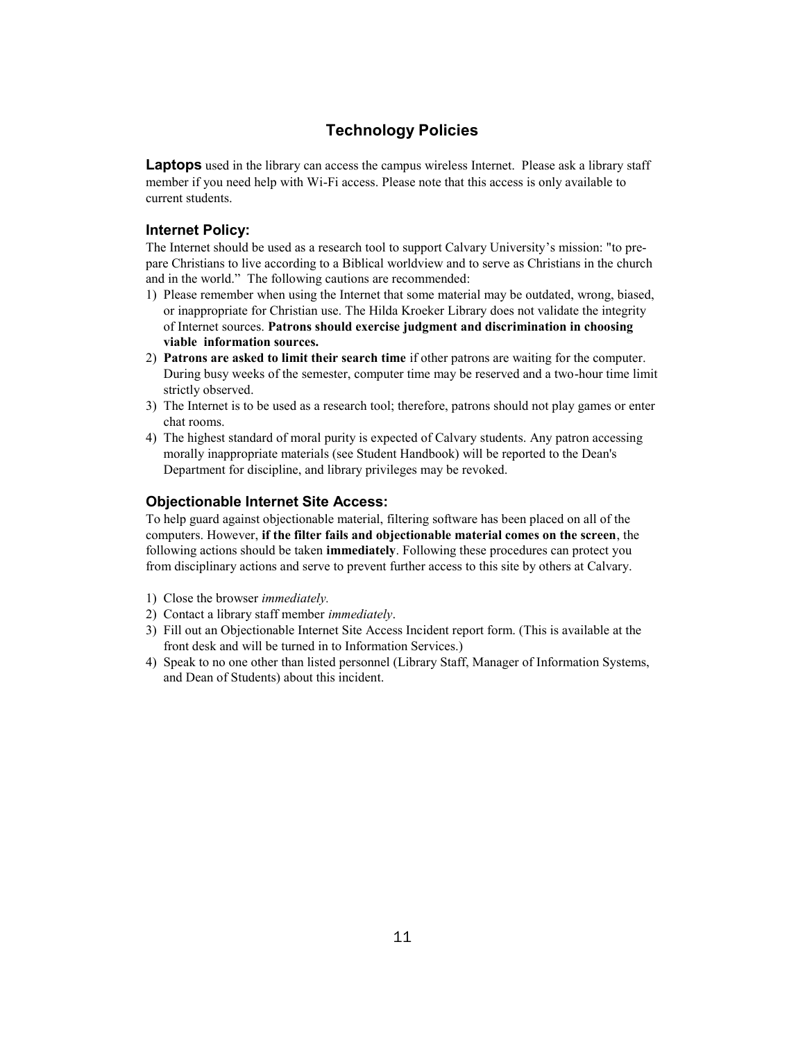# Technology Policies

**Laptops** used in the library can access the campus wireless Internet. Please ask a library staff member if you need help with Wi-Fi access. Please note that this access is only available to current students.

### Internet Policy:

The Internet should be used as a research tool to support Calvary University's mission: "to prepare Christians to live according to a Biblical worldview and to serve as Christians in the church and in the world." The following cautions are recommended:

1) Please remember when using the Internet that some material may be outdated, wrong, biased, or inappropriate for Christian use. The Hilda Kroeker Library does not validate the integrity of Internet sources. **Patrons should exercise judgment and discrimination in choosing viable information sources.**
2) **Patrons are asked to limit their search time** if other patrons are waiting for the computer. During busy weeks of the semester, computer time may be reserved and a two-hour time limit strictly observed.
3) The Internet is to be used as a research tool; therefore, patrons should not play games or enter chat rooms.
4) The highest standard of moral purity is expected of Calvary students. Any patron accessing morally inappropriate materials (see Student Handbook) will be reported to the Dean's Department for discipline, and library privileges may be revoked.

### Objectionable Internet Site Access:

To help guard against objectionable material, filtering software has been placed on all of the computers. However, **if the filter fails and objectionable material comes on the screen**, the following actions should be taken **immediately**. Following these procedures can protect you from disciplinary actions and serve to prevent further access to this site by others at Calvary.

1) Close the browser *immediately.*
2) Contact a library staff member *immediately*.
3) Fill out an Objectionable Internet Site Access Incident report form. (This is available at the front desk and will be turned in to Information Services.)
4) Speak to no one other than listed personnel (Library Staff, Manager of Information Systems, and Dean of Students) about this incident.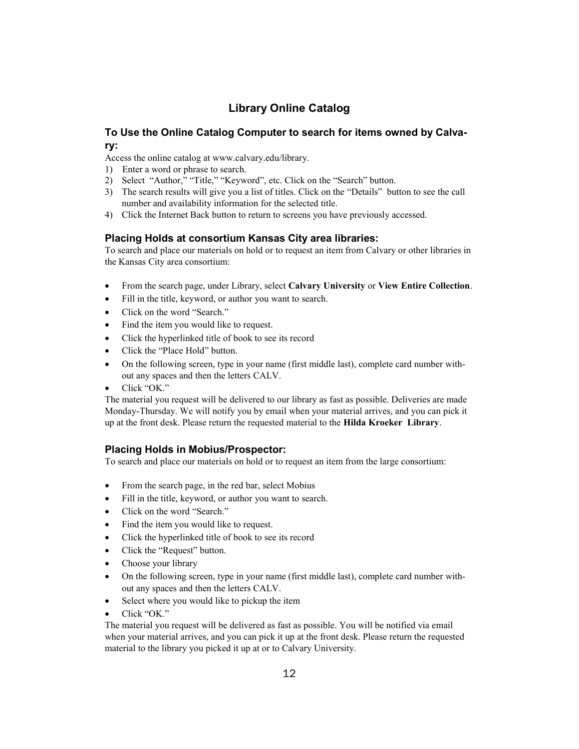# Library Online Catalog

## To Use the Online Catalog Computer to search for items owned by Calvary:

Access the online catalog at www.calvary.edu/library.

1) Enter a word or phrase to search.
2) Select "Author," "Title," "Keyword", etc. Click on the "Search" button.
3) The search results will give you a list of titles. Click on the "Details" button to see the call number and availability information for the selected title.
4) Click the Internet Back button to return to screens you have previously accessed.

### Placing Holds at consortium Kansas City area libraries:

To search and place our materials on hold or to request an item from Calvary or other libraries in the Kansas City area consortium:

- From the search page, under Library, select **Calvary University** or **View Entire Collection**.
- Fill in the title, keyword, or author you want to search.
- Click on the word "Search."
- Find the item you would like to request.
- Click the hyperlinked title of book to see its record
- Click the "Place Hold" button.
- On the following screen, type in your name (first middle last), complete card number without any spaces and then the letters CALV.
- Click "OK."

The material you request will be delivered to our library as fast as possible. Deliveries are made Monday-Thursday. We will notify you by email when your material arrives, and you can pick it up at the front desk. Please return the requested material to the **Hilda Kroeker Library**.

### Placing Holds in Mobius/Prospector:

To search and place our materials on hold or to request an item from the large consortium:

- From the search page, in the red bar, select Mobius
- Fill in the title, keyword, or author you want to search.
- Click on the word "Search."
- Find the item you would like to request.
- Click the hyperlinked title of book to see its record
- Click the "Request" button.
- Choose your library
- On the following screen, type in your name (first middle last), complete card number without any spaces and then the letters CALV.
- Select where you would like to pickup the item
- Click "OK."

The material you request will be delivered as fast as possible. You will be notified via email when your material arrives, and you can pick it up at the front desk. Please return the requested material to the library you picked it up at or to Calvary University.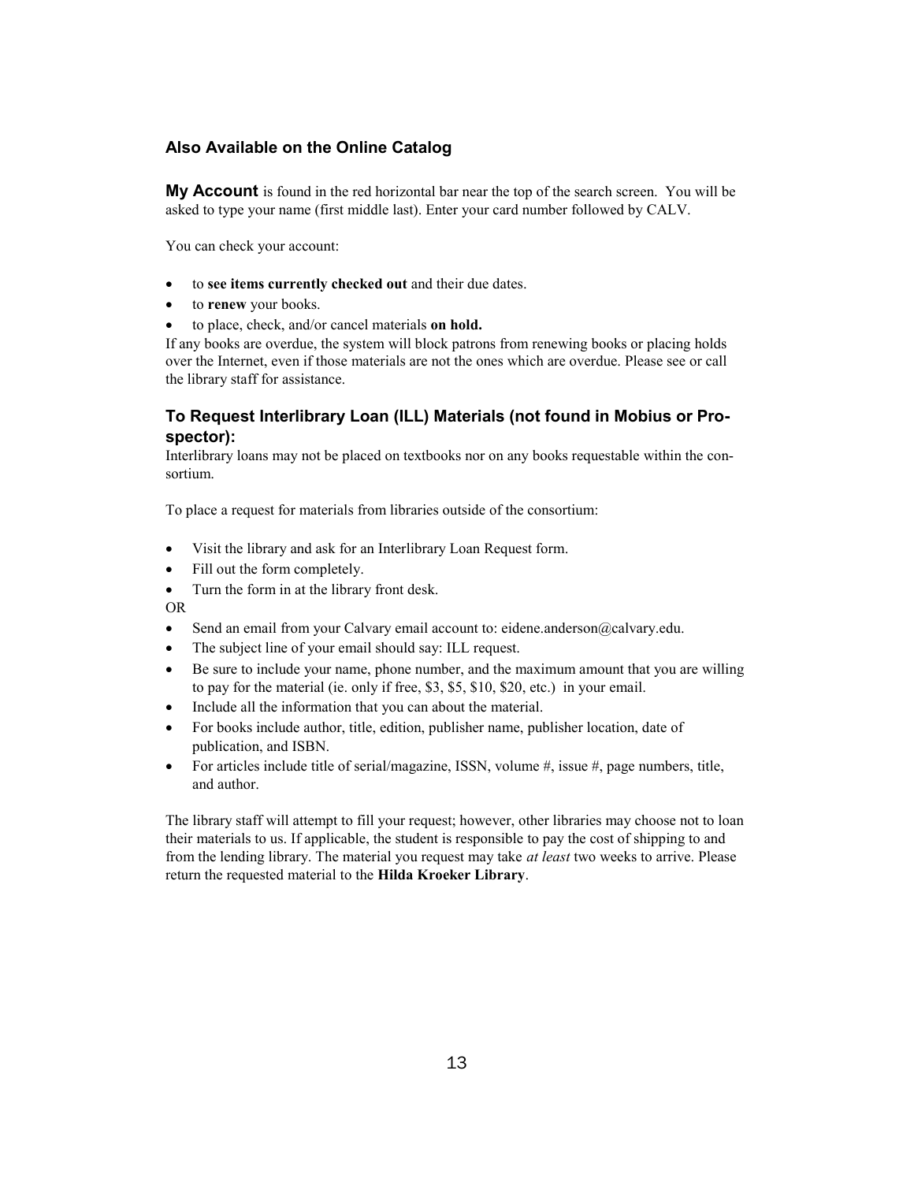### Also Available on the Online Catalog

**My Account** is found in the red horizontal bar near the top of the search screen. You will be asked to type your name (first middle last). Enter your card number followed by CALV.

You can check your account:

- to **see items currently checked out** and their due dates.
- to **renew** your books.
- to place, check, and/or cancel materials **on hold.**

If any books are overdue, the system will block patrons from renewing books or placing holds over the Internet, even if those materials are not the ones which are overdue. Please see or call the library staff for assistance.

### To Request Interlibrary Loan (ILL) Materials (not found in Mobius or Prospector):

Interlibrary loans may not be placed on textbooks nor on any books requestable within the consortium.

To place a request for materials from libraries outside of the consortium:

- Visit the library and ask for an Interlibrary Loan Request form.
- Fill out the form completely.
- Turn the form in at the library front desk.

OR

- Send an email from your Calvary email account to: eidene.anderson@calvary.edu.
- The subject line of your email should say: ILL request.
- Be sure to include your name, phone number, and the maximum amount that you are willing to pay for the material (ie. only if free, $3, $5, $10, $20, etc.) in your email.
- Include all the information that you can about the material.
- For books include author, title, edition, publisher name, publisher location, date of publication, and ISBN.
- For articles include title of serial/magazine, ISSN, volume #, issue #, page numbers, title, and author.

The library staff will attempt to fill your request; however, other libraries may choose not to loan their materials to us. If applicable, the student is responsible to pay the cost of shipping to and from the lending library. The material you request may take *at least* two weeks to arrive. Please return the requested material to the **Hilda Kroeker Library**.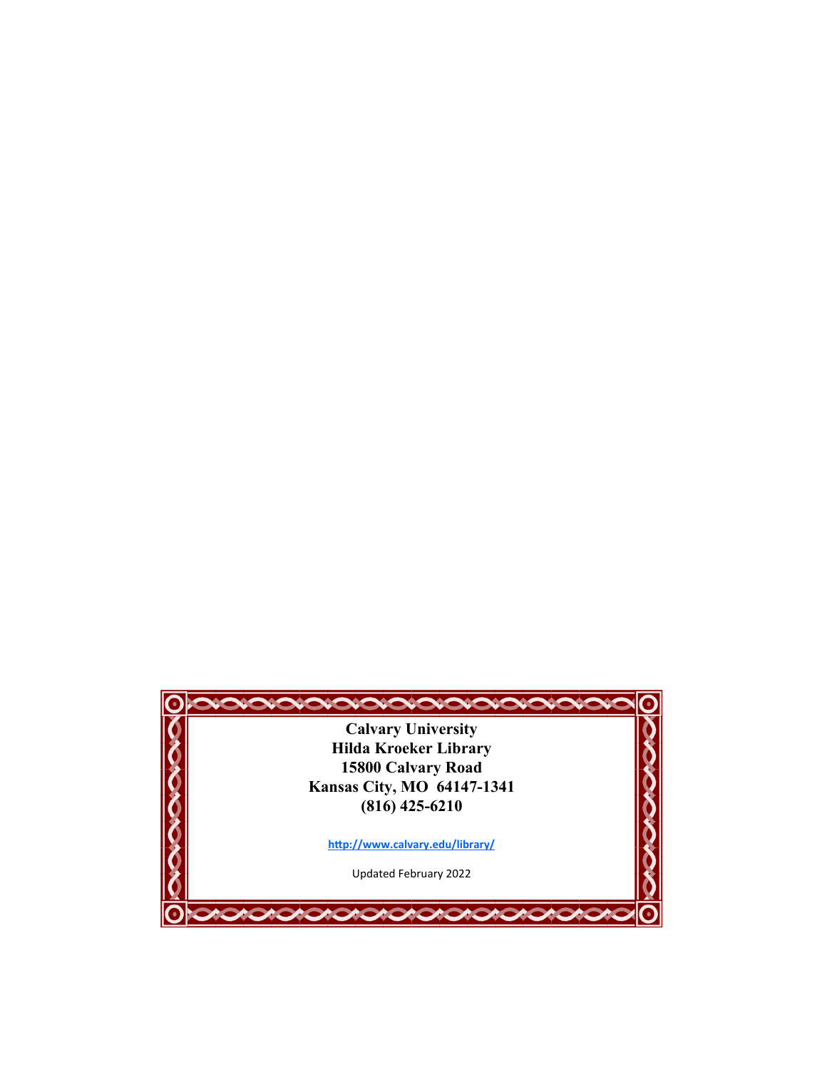**Calvary University**
**Hilda Kroeker Library**
**15800 Calvary Road**
**Kansas City, MO 64147-1341**
**(816) 425-6210**

http://www.calvary.edu/library/

Updated February 2022